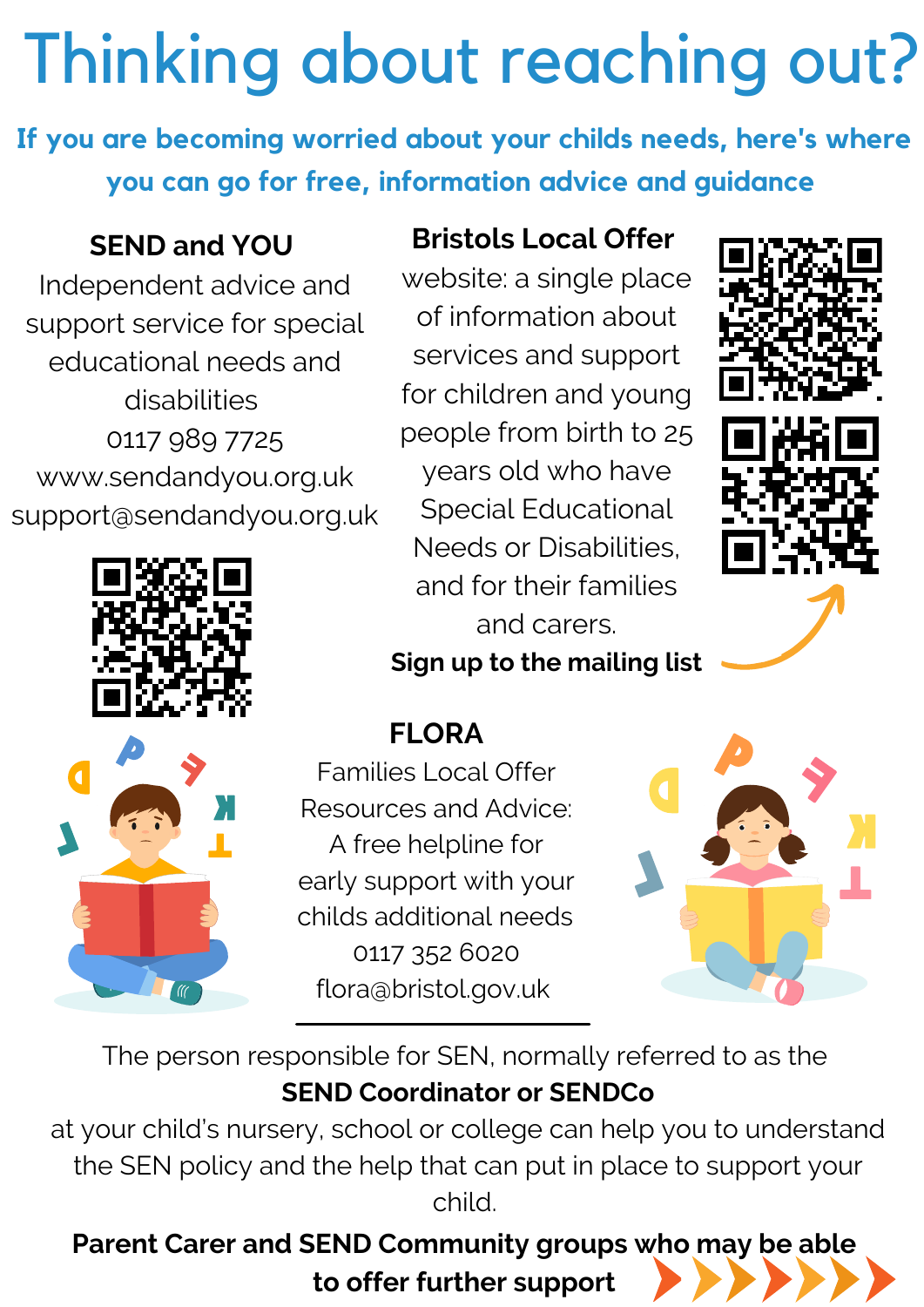# Thinking about reaching out?

**If you are becoming worried about your childs needs, here's where you can go for free, information advice and guidance**

## SEND and YOU

Independent advice and support service for special educational needs and disabilities

0117 989 7725

www.sendandyou.org.uk

support@sendandyou.org.uk

## Bristols Local Offer

website: a single place of information about services and support for children and young people from birth to 25 years old who have Special Educational Needs or Disabilities, and for their families and carers.

**Sign up to the mailing list**

## FLORA

Families Local Offer Resources and Advice: A free helpline for early support with your childs additional needs

0117 352 6020

flora@bristol.gov.uk

---

The person responsible for SEN, normally referred to as the **SEND Coordinator or SENDCo** at your child's nursery, school or college can help you to understand the SEN policy and the help that can put in place to support your child.

**Parent Carer and SEND Community groups who may be able to offer further support**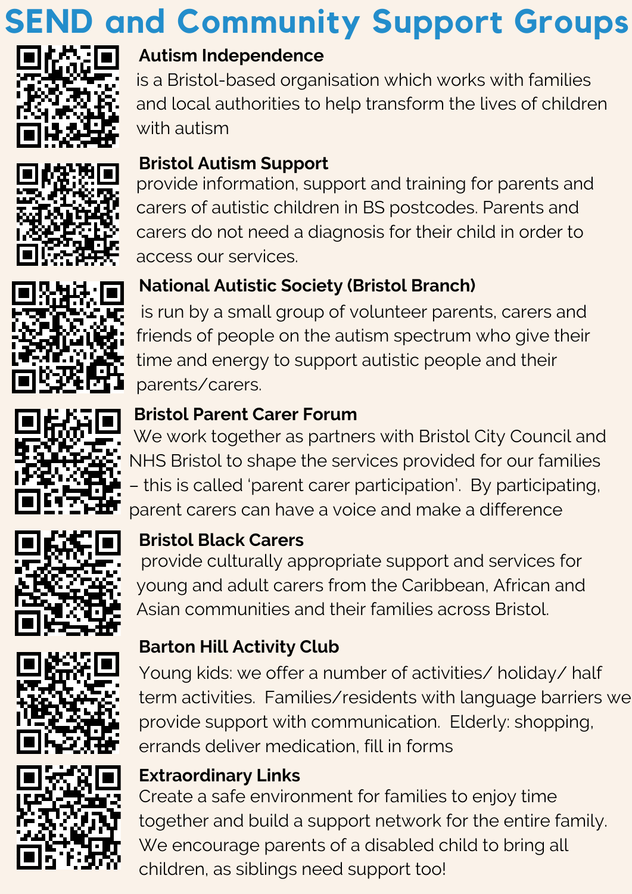# SEND and Community Support Groups

### Autism Independence

is a Bristol-based organisation which works with families and local authorities to help transform the lives of children with autism

### Bristol Autism Support

provide information, support and training for parents and carers of autistic children in BS postcodes. Parents and carers do not need a diagnosis for their child in order to access our services.

### National Autistic Society (Bristol Branch)

is run by a small group of volunteer parents, carers and friends of people on the autism spectrum who give their time and energy to support autistic people and their parents/carers.

### Bristol Parent Carer Forum

We work together as partners with Bristol City Council and NHS Bristol to shape the services provided for our families – this is called 'parent carer participation'. By participating, parent carers can have a voice and make a difference

### Bristol Black Carers

provide culturally appropriate support and services for young and adult carers from the Caribbean, African and Asian communities and their families across Bristol.

### Barton Hill Activity Club

Young kids: we offer a number of activities/ holiday/ half term activities. Families/residents with language barriers we provide support with communication. Elderly: shopping, errands deliver medication, fill in forms

### Extraordinary Links

Create a safe environment for families to enjoy time together and build a support network for the entire family. We encourage parents of a disabled child to bring all children, as siblings need support too!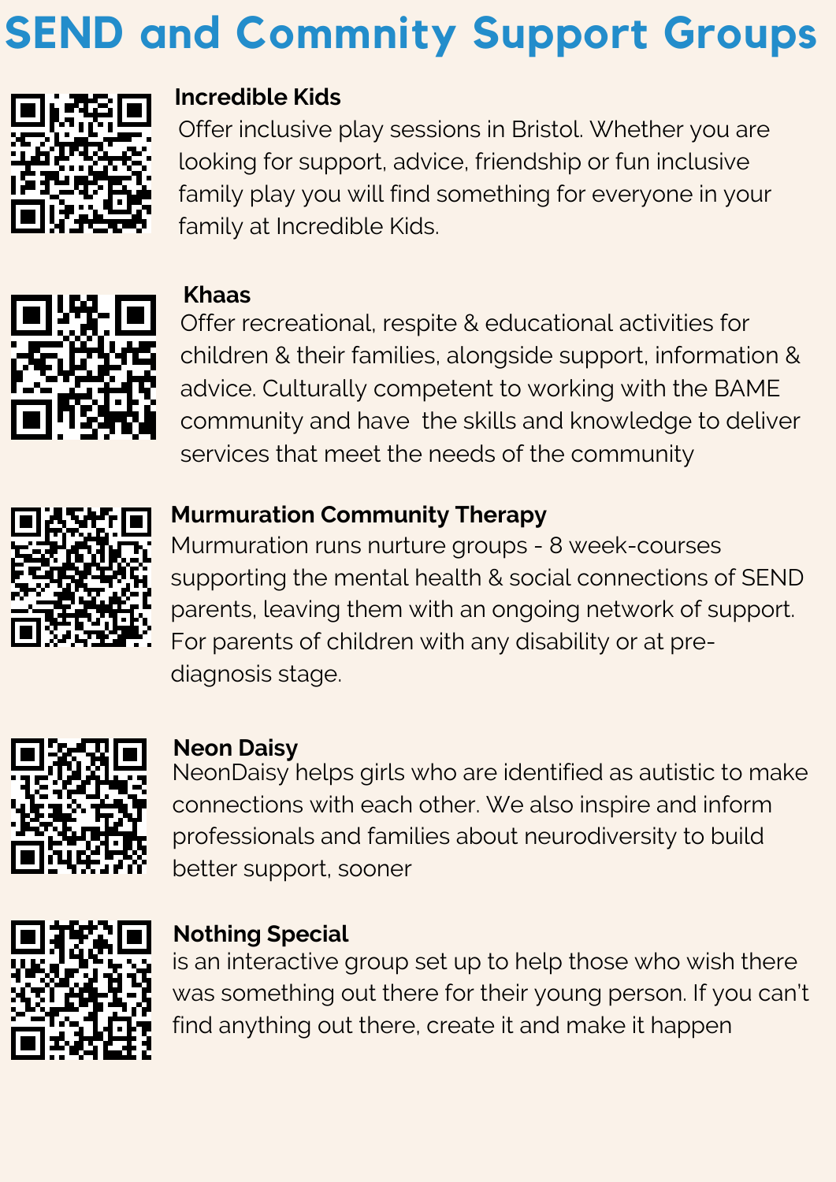# SEND and Commnity Support Groups

**Incredible Kids**

Offer inclusive play sessions in Bristol. Whether you are looking for support, advice, friendship or fun inclusive family play you will find something for everyone in your family at Incredible Kids.

**Khaas**

Offer recreational, respite & educational activities for children & their families, alongside support, information & advice. Culturally competent to working with the BAME community and have the skills and knowledge to deliver services that meet the needs of the community

**Murmuration Community Therapy**

Murmuration runs nurture groups - 8 week-courses supporting the mental health & social connections of SEND parents, leaving them with an ongoing network of support. For parents of children with any disability or at pre-diagnosis stage.

**Neon Daisy**

NeonDaisy helps girls who are identified as autistic to make connections with each other. We also inspire and inform professionals and families about neurodiversity to build better support, sooner

**Nothing Special**

is an interactive group set up to help those who wish there was something out there for their young person. If you can't find anything out there, create it and make it happen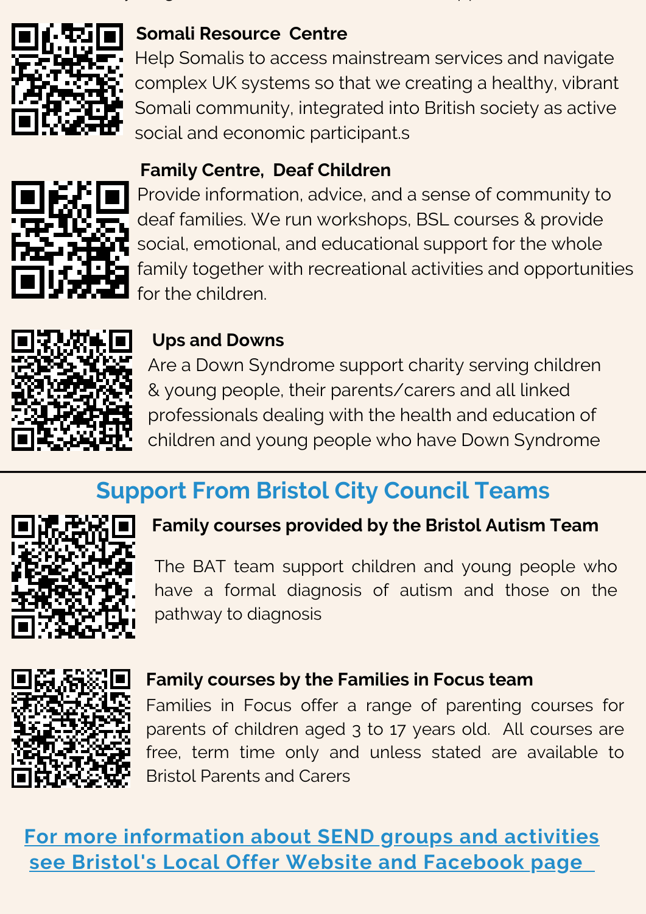**Somali Resource Centre**

Help Somalis to access mainstream services and navigate complex UK systems so that we creating a healthy, vibrant Somali community, integrated into British society as active social and economic participant.s

**Family Centre, Deaf Children**

Provide information, advice, and a sense of community to deaf families. We run workshops, BSL courses & provide social, emotional, and educational support for the whole family together with recreational activities and opportunities for the children.

**Ups and Downs**

Are a Down Syndrome support charity serving children & young people, their parents/carers and all linked professionals dealing with the health and education of children and young people who have Down Syndrome

## Support From Bristol City Council Teams

**Family courses provided by the Bristol Autism Team**

The BAT team support children and young people who have a formal diagnosis of autism and those on the pathway to diagnosis

**Family courses by the Families in Focus team**

Families in Focus offer a range of parenting courses for parents of children aged 3 to 17 years old. All courses are free, term time only and unless stated are available to Bristol Parents and Carers

**For more information about SEND groups and activities see Bristol's Local Offer Website and Facebook page**